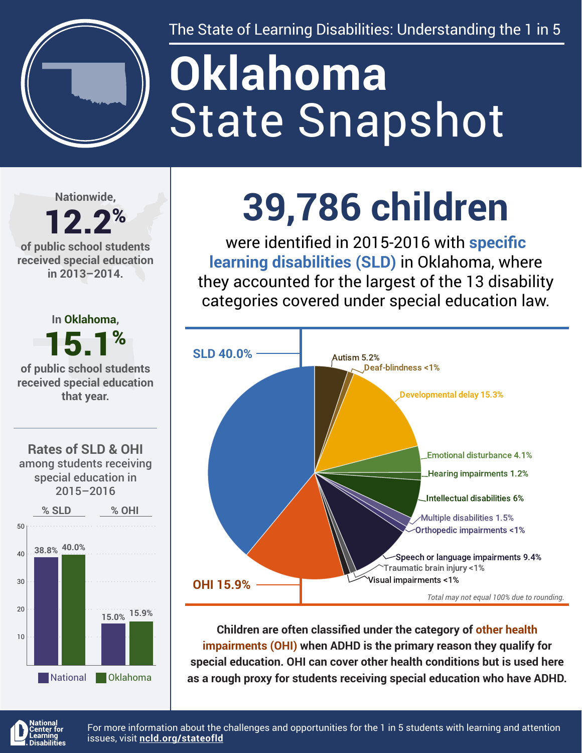The State of Learning Disabilities: Understanding the 1 in 5

# Oklahoma State Snapshot

Nationwide, **12.2%** of public school students received special education in 2013–2014.

In Oklahoma, **15.1%** of public school students received special education that year.

## Rates of SLD & OHI among students receiving special education in 2015–2016

| | % SLD | % OHI |
|---|---|---|
| National | 38.8% | 15.0% |
| Oklahoma | 40.0% | 15.9% |

## 39,786 children

were identified in 2015-2016 with **specific learning disabilities (SLD)** in Oklahoma, where they accounted for the largest of the 13 disability categories covered under special education law.

| Category | Percentage |
|---|---|
| SLD | 40.0% |
| Autism | 5.2% |
| Deaf-blindness | <1% |
| Developmental delay | 15.3% |
| Emotional disturbance | 4.1% |
| Hearing impairments | 1.2% |
| Intellectual disabilities | 6% |
| Multiple disabilities | 1.5% |
| Orthopedic impairments | <1% |
| Speech or language impairments | 9.4% |
| Traumatic brain injury | <1% |
| Visual impairments | <1% |
| OHI | 15.9% |

*Total may not equal 100% due to rounding.*

**Children are often classified under the category of other health impairments (OHI) when ADHD is the primary reason they qualify for special education. OHI can cover other health conditions but is used here as a rough proxy for students receiving special education who have ADHD.**

National Center for Learning Disabilities

For more information about the challenges and opportunities for the 1 in 5 students with learning and attention issues, visit **ncld.org/stateofld**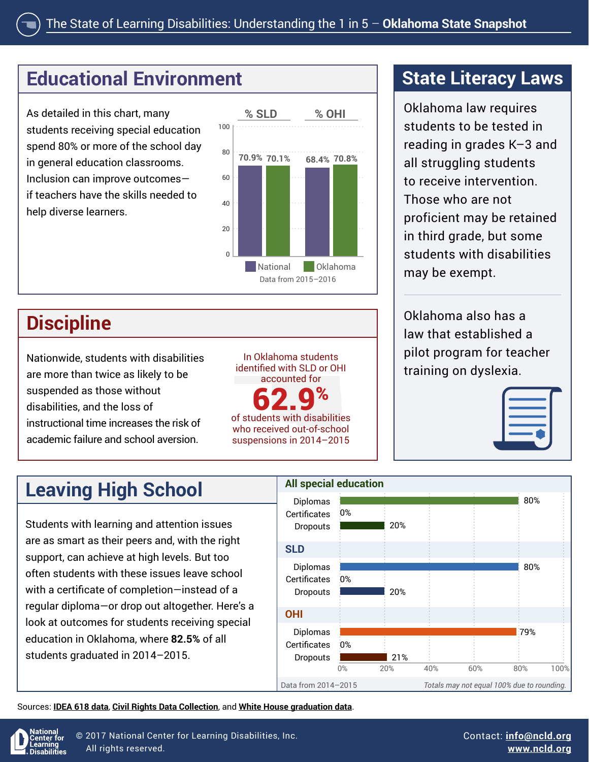# The State of Learning Disabilities: Understanding the 1 in 5 – **Oklahoma State Snapshot**

## Educational Environment

As detailed in this chart, many students receiving special education spend 80% or more of the school day in general education classrooms. Inclusion can improve outcomes—if teachers have the skills needed to help diverse learners.

% SLD
% OHI
100
80
60
40
20
0
70.9% 70.1%
68.4% 70.8%
National
Oklahoma
Data from 2015–2016

## State Literacy Laws

Oklahoma law requires students to be tested in reading in grades K–3 and all struggling students to receive intervention. Those who are not proficient may be retained in third grade, but some students with disabilities may be exempt.

Oklahoma also has a law that established a pilot program for teacher training on dyslexia.

## Discipline

Nationwide, students with disabilities are more than twice as likely to be suspended as those without disabilities, and the loss of instructional time increases the risk of academic failure and school aversion.

In Oklahoma students identified with SLD or OHI accounted for **62.9%** of students with disabilities who received out-of-school suspensions in 2014–2015

## Leaving High School

Students with learning and attention issues are as smart as their peers and, with the right support, can achieve at high levels. But too often students with these issues leave school with a certificate of completion—instead of a regular diploma—or drop out altogether. Here's a look at outcomes for students receiving special education in Oklahoma, where **82.5%** of all students graduated in 2014–2015.

**All special education**
Diplomas 80%
Certificates 0%
Dropouts 20%

**SLD**
Diplomas 80%
Certificates 0%
Dropouts 20%

**OHI**
Diplomas 79%
Certificates 0%
Dropouts 21%

0% 20% 40% 60% 80% 100%

Data from 2014–2015

*Totals may not equal 100% due to rounding.*

Sources: **IDEA 618 data**, **Civil Rights Data Collection**, and **White House graduation data**.

© 2017 National Center for Learning Disabilities, Inc. All rights reserved.

Contact: **info@ncld.org** **www.ncld.org**